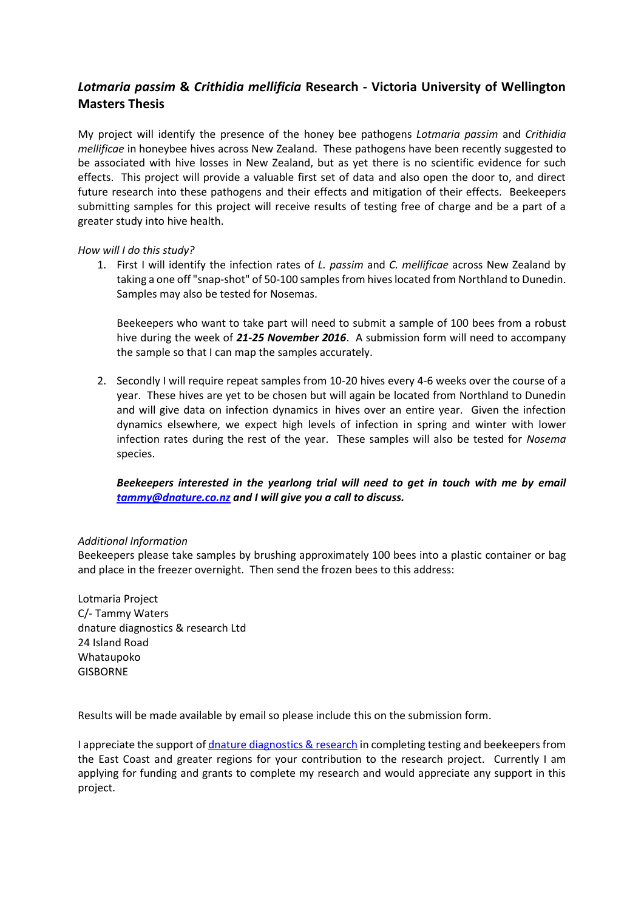## ***Lotmaria passim*** **&** ***Crithidia mellificia*** **Research - Victoria University of Wellington Masters Thesis**

My project will identify the presence of the honey bee pathogens *Lotmaria passim* and *Crithidia mellificae* in honeybee hives across New Zealand. These pathogens have been recently suggested to be associated with hive losses in New Zealand, but as yet there is no scientific evidence for such effects. This project will provide a valuable first set of data and also open the door to, and direct future research into these pathogens and their effects and mitigation of their effects. Beekeepers submitting samples for this project will receive results of testing free of charge and be a part of a greater study into hive health.

*How will I do this study?*

1. First I will identify the infection rates of *L. passim* and *C. mellificae* across New Zealand by taking a one off "snap-shot" of 50-100 samples from hives located from Northland to Dunedin. Samples may also be tested for Nosemas.

   Beekeepers who want to take part will need to submit a sample of 100 bees from a robust hive during the week of ***21-25 November 2016***. A submission form will need to accompany the sample so that I can map the samples accurately.

2. Secondly I will require repeat samples from 10-20 hives every 4-6 weeks over the course of a year. These hives are yet to be chosen but will again be located from Northland to Dunedin and will give data on infection dynamics in hives over an entire year. Given the infection dynamics elsewhere, we expect high levels of infection in spring and winter with lower infection rates during the rest of the year. These samples will also be tested for *Nosema* species.

   ***Beekeepers interested in the yearlong trial will need to get in touch with me by email [tammy@dnature.co.nz](mailto:tammy@dnature.co.nz) and I will give you a call to discuss.***

*Additional Information*

Beekeepers please take samples by brushing approximately 100 bees into a plastic container or bag and place in the freezer overnight. Then send the frozen bees to this address:

Lotmaria Project
C/- Tammy Waters
dnature diagnostics & research Ltd
24 Island Road
Whataupoko
GISBORNE

Results will be made available by email so please include this on the submission form.

I appreciate the support of dnature diagnostics & research in completing testing and beekeepers from the East Coast and greater regions for your contribution to the research project. Currently I am applying for funding and grants to complete my research and would appreciate any support in this project.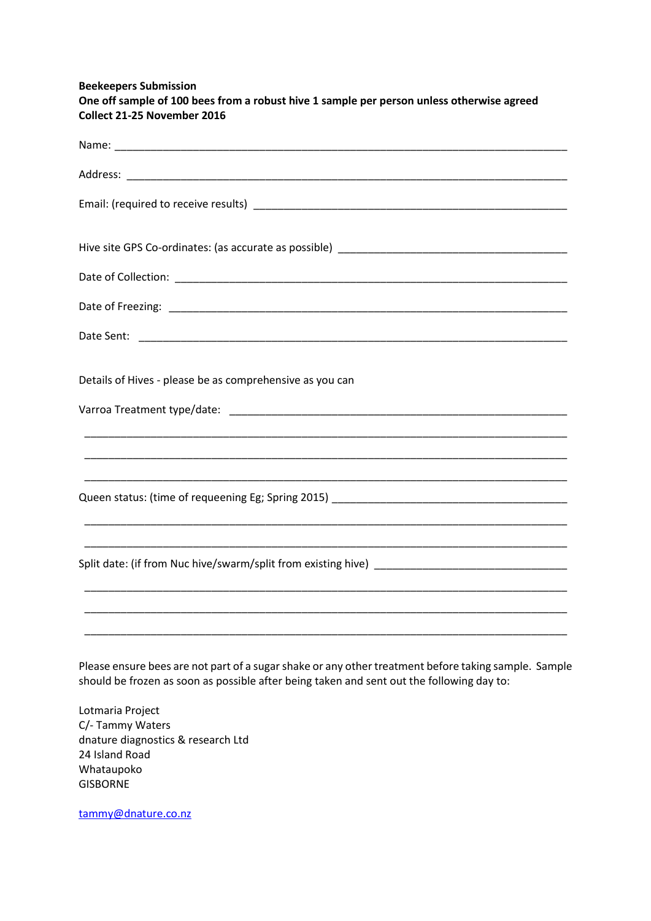**Beekeepers Submission**
**One off sample of 100 bees from a robust hive 1 sample per person unless otherwise agreed**
**Collect 21-25 November 2016**

Name: ______________________________________________________________________________

Address: ____________________________________________________________________________

Email: (required to receive results) ______________________________________________________

Hive site GPS Co-ordinates: (as accurate as possible) _______________________________________

Date of Collection: __________________________________________________________________

Date of Freezing: ___________________________________________________________________

Date Sent: _________________________________________________________________________

Details of Hives - please be as comprehensive as you can

Varroa Treatment type/date: ___________________________________________________________

______________________________________________________________________________

______________________________________________________________________________

______________________________________________________________________________

Queen status: (time of requeening Eg; Spring 2015) ________________________________________

______________________________________________________________________________

______________________________________________________________________________

Split date: (if from Nuc hive/swarm/split from existing hive) _________________________________

______________________________________________________________________________

______________________________________________________________________________

______________________________________________________________________________

Please ensure bees are not part of a sugar shake or any other treatment before taking sample. Sample should be frozen as soon as possible after being taken and sent out the following day to:

Lotmaria Project
C/- Tammy Waters
dnature diagnostics & research Ltd
24 Island Road
Whataupoko
GISBORNE

tammy@dnature.co.nz